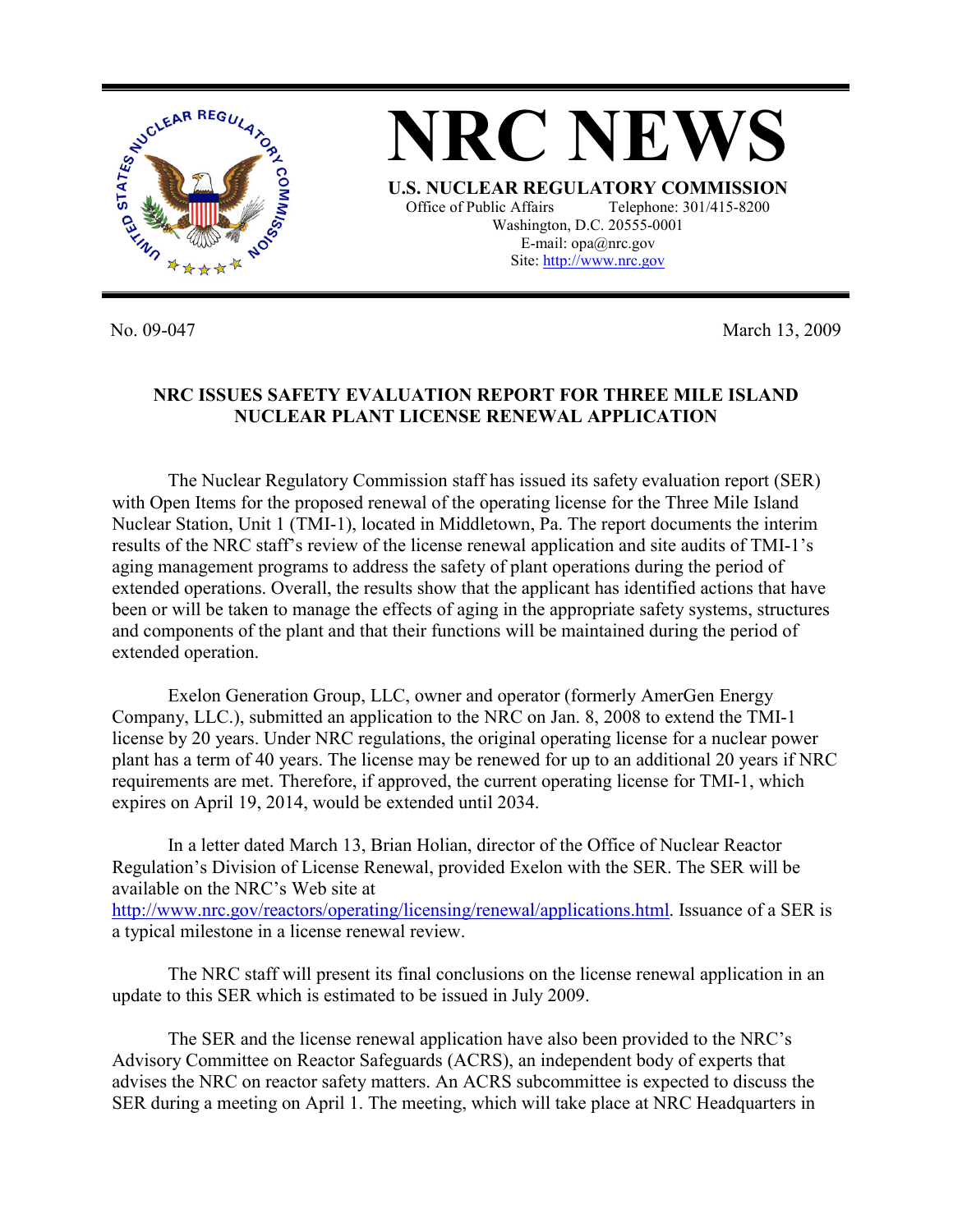# NRC NEWS

**U.S. NUCLEAR REGULATORY COMMISSION**

Office of Public Affairs Telephone: 301/415-8200
Washington, D.C. 20555-0001
E-mail: opa@nrc.gov
Site: http://www.nrc.gov

No. 09-047 March 13, 2009

## NRC ISSUES SAFETY EVALUATION REPORT FOR THREE MILE ISLAND NUCLEAR PLANT LICENSE RENEWAL APPLICATION

The Nuclear Regulatory Commission staff has issued its safety evaluation report (SER) with Open Items for the proposed renewal of the operating license for the Three Mile Island Nuclear Station, Unit 1 (TMI-1), located in Middletown, Pa. The report documents the interim results of the NRC staff's review of the license renewal application and site audits of TMI-1's aging management programs to address the safety of plant operations during the period of extended operations. Overall, the results show that the applicant has identified actions that have been or will be taken to manage the effects of aging in the appropriate safety systems, structures and components of the plant and that their functions will be maintained during the period of extended operation.

Exelon Generation Group, LLC, owner and operator (formerly AmerGen Energy Company, LLC.), submitted an application to the NRC on Jan. 8, 2008 to extend the TMI-1 license by 20 years. Under NRC regulations, the original operating license for a nuclear power plant has a term of 40 years. The license may be renewed for up to an additional 20 years if NRC requirements are met. Therefore, if approved, the current operating license for TMI-1, which expires on April 19, 2014, would be extended until 2034.

In a letter dated March 13, Brian Holian, director of the Office of Nuclear Reactor Regulation's Division of License Renewal, provided Exelon with the SER. The SER will be available on the NRC's Web site at http://www.nrc.gov/reactors/operating/licensing/renewal/applications.html. Issuance of a SER is a typical milestone in a license renewal review.

The NRC staff will present its final conclusions on the license renewal application in an update to this SER which is estimated to be issued in July 2009.

The SER and the license renewal application have also been provided to the NRC's Advisory Committee on Reactor Safeguards (ACRS), an independent body of experts that advises the NRC on reactor safety matters. An ACRS subcommittee is expected to discuss the SER during a meeting on April 1. The meeting, which will take place at NRC Headquarters in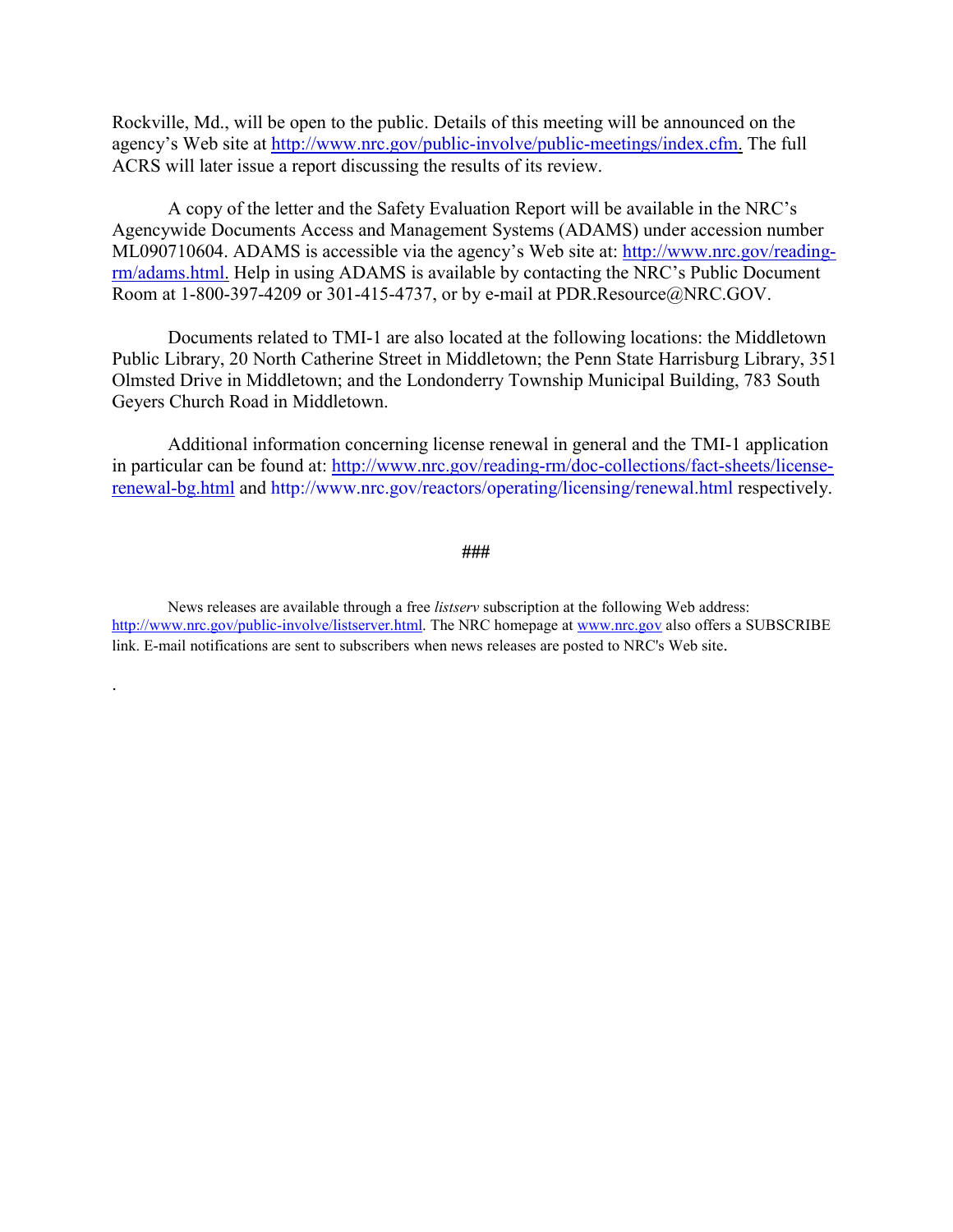Rockville, Md., will be open to the public. Details of this meeting will be announced on the agency's Web site at http://www.nrc.gov/public-involve/public-meetings/index.cfm. The full ACRS will later issue a report discussing the results of its review.

A copy of the letter and the Safety Evaluation Report will be available in the NRC's Agencywide Documents Access and Management Systems (ADAMS) under accession number ML090710604. ADAMS is accessible via the agency's Web site at: http://www.nrc.gov/reading-rm/adams.html. Help in using ADAMS is available by contacting the NRC's Public Document Room at 1-800-397-4209 or 301-415-4737, or by e-mail at PDR.Resource@NRC.GOV.

Documents related to TMI-1 are also located at the following locations: the Middletown Public Library, 20 North Catherine Street in Middletown; the Penn State Harrisburg Library, 351 Olmsted Drive in Middletown; and the Londonderry Township Municipal Building, 783 South Geyers Church Road in Middletown.

Additional information concerning license renewal in general and the TMI-1 application in particular can be found at: http://www.nrc.gov/reading-rm/doc-collections/fact-sheets/license-renewal-bg.html and http://www.nrc.gov/reactors/operating/licensing/renewal.html respectively.

###

News releases are available through a free *listserv* subscription at the following Web address: http://www.nrc.gov/public-involve/listserver.html. The NRC homepage at www.nrc.gov also offers a SUBSCRIBE link. E-mail notifications are sent to subscribers when news releases are posted to NRC's Web site.

.